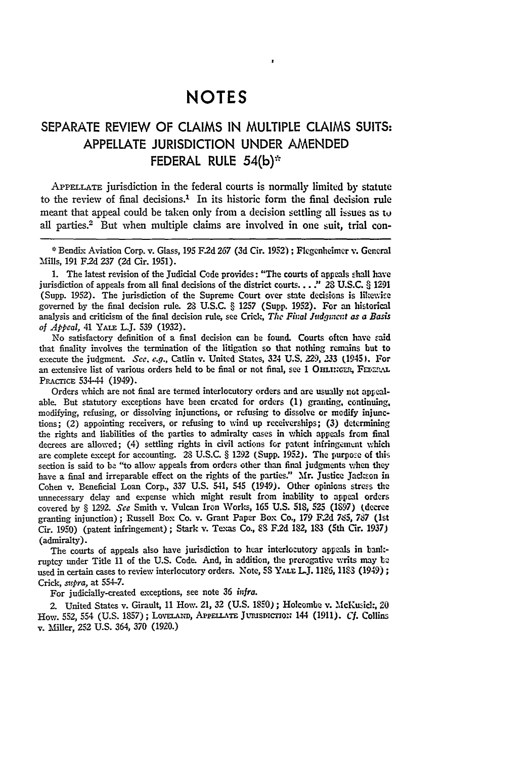# NOTES

## SEPARATE REVIEW OF CLAIMS IN MULTIPLE CLAIMS SUITS: APPELLATE JURISDICTION UNDER AMENDED FEDERAL RULE 54(b)*

APPELLATE jurisdiction in the federal courts is normally limited by statute to the review of final decisions.[1] In its historic form the final decision rule meant that appeal could be taken only from a decision settling all issues as to all parties.[2] But when multiple claims are involved in one suit, trial con-

---

\* Bendix Aviation Corp. v. Glass, 195 F.2d 267 (3d Cir. 1952); Flegenheimer v. General Mills, 191 F.2d 237 (2d Cir. 1951).

1. The latest revision of the Judicial Code provides: "The courts of appeals shall have jurisdiction of appeals from all final decisions of the district courts. . . ." 28 U.S.C. § 1291 (Supp. 1952). The jurisdiction of the Supreme Court over state decisions is likewise governed by the final decision rule. 28 U.S.C. § 1257 (Supp. 1952). For an historical analysis and criticism of the final decision rule, see Crick, *The Final Judgment as a Basis of Appeal*, 41 YALE L.J. 539 (1932).

No satisfactory definition of a final decision can be found. Courts often have said that finality involves the termination of the litigation so that nothing remains but to execute the judgment. *See, e.g.*, Catlin v. United States, 324 U.S. 229, 233 (1945). For an extensive list of various orders held to be final or not final, see 1 OHLINGER, FEDERAL PRACTICE 534-44 (1949).

Orders which are not final are termed interlocutory orders and are usually not appealable. But statutory exceptions have been created for orders (1) granting, continuing, modifying, refusing, or dissolving injunctions, or refusing to dissolve or modify injunctions; (2) appointing receivers, or refusing to wind up receiverships; (3) determining the rights and liabilities of the parties to admiralty cases in which appeals from final decrees are allowed; (4) settling rights in civil actions for patent infringement which are complete except for accounting. 28 U.S.C. § 1292 (Supp. 1952). The purpose of this section is said to be "to allow appeals from orders other than final judgments when they have a final and irreparable effect on the rights of the parties." Mr. Justice Jackson in Cohen v. Beneficial Loan Corp., 337 U.S. 541, 545 (1949). Other opinions stress the unnecessary delay and expense which might result from inability to appeal orders covered by § 1292. *See* Smith v. Vulcan Iron Works, 165 U.S. 518, 525 (1897) (decree granting injunction); Russell Box Co. v. Grant Paper Box Co., 179 F.2d 785, 787 (1st Cir. 1950) (patent infringement); Stark v. Texas Co., 88 F.2d 182, 183 (5th Cir. 1937) (admiralty).

The courts of appeals also have jurisdiction to hear interlocutory appeals in bankruptcy under Title 11 of the U.S. Code. And, in addition, the prerogative writs may be used in certain cases to review interlocutory orders. Note, 58 YALE L.J. 1186, 1188 (1949); Crick, *supra*, at 554-7.

For judicially-created exceptions, see note 36 *infra*.

2. United States v. Girault, 11 How. 21, 32 (U.S. 1850); Holcombe v. McKusick, 20 How. 552, 554 (U.S. 1857); LOVELAND, APPELLATE JURISDICTION 144 (1911). *Cf.* Collins v. Miller, 252 U.S. 364, 370 (1920.)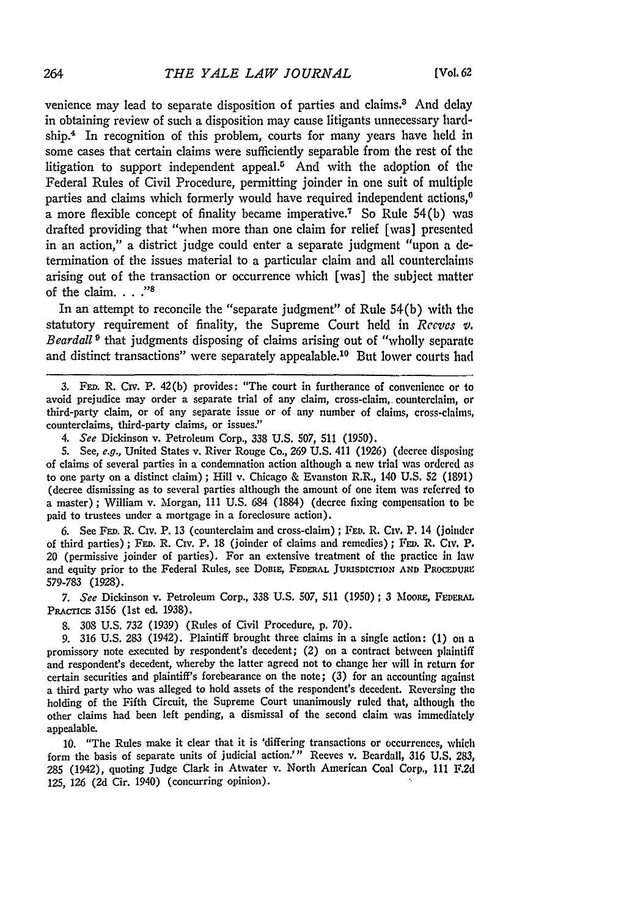venience may lead to separate disposition of parties and claims.[3] And delay in obtaining review of such a disposition may cause litigants unnecessary hardship.[4] In recognition of this problem, courts for many years have held in some cases that certain claims were sufficiently separable from the rest of the litigation to support independent appeal.[5] And with the adoption of the Federal Rules of Civil Procedure, permitting joinder in one suit of multiple parties and claims which formerly would have required independent actions,[6] a more flexible concept of finality became imperative.[7] So Rule 54(b) was drafted providing that "when more than one claim for relief [was] presented in an action," a district judge could enter a separate judgment "upon a determination of the issues material to a particular claim and all counterclaims arising out of the transaction or occurrence which [was] the subject matter of the claim. . . ."[8]

In an attempt to reconcile the "separate judgment" of Rule 54(b) with the statutory requirement of finality, the Supreme Court held in *Reeves v. Beardall* [9] that judgments disposing of claims arising out of "wholly separate and distinct transactions" were separately appealable.[10] But lower courts had

---

3. FED. R. CIV. P. 42(b) provides: "The court in furtherance of convenience or to avoid prejudice may order a separate trial of any claim, cross-claim, counterclaim, or third-party claim, or of any separate issue or of any number of claims, cross-claims, counterclaims, third-party claims, or issues."

4. *See* Dickinson v. Petroleum Corp., 338 U.S. 507, 511 (1950).

5. See, *e.g.*, United States v. River Rouge Co., 269 U.S. 411 (1926) (decree disposing of claims of several parties in a condemnation action although a new trial was ordered as to one party on a distinct claim); Hill v. Chicago & Evanston R.R., 140 U.S. 52 (1891) (decree dismissing as to several parties although the amount of one item was referred to a master); William v. Morgan, 111 U.S. 684 (1884) (decree fixing compensation to be paid to trustees under a mortgage in a foreclosure action).

6. See FED. R. CIV. P. 13 (counterclaim and cross-claim); FED. R. CIV. P. 14 (joinder of third parties); FED. R. CIV. P. 18 (joinder of claims and remedies); FED. R. CIV. P. 20 (permissive joinder of parties). For an extensive treatment of the practice in law and equity prior to the Federal Rules, see DOBIE, FEDERAL JURISDICTION AND PROCEDURE 579-783 (1928).

7. *See* Dickinson v. Petroleum Corp., 338 U.S. 507, 511 (1950); 3 MOORE, FEDERAL PRACTICE 3156 (1st ed. 1938).

8. 308 U.S. 732 (1939) (Rules of Civil Procedure, p. 70).

9. 316 U.S. 283 (1942). Plaintiff brought three claims in a single action: (1) on a promissory note executed by respondent's decedent; (2) on a contract between plaintiff and respondent's decedent, whereby the latter agreed not to change her will in return for certain securities and plaintiff's forebearance on the note; (3) for an accounting against a third party who was alleged to hold assets of the respondent's decedent. Reversing the holding of the Fifth Circuit, the Supreme Court unanimously ruled that, although the other claims had been left pending, a dismissal of the second claim was immediately appealable.

10. "The Rules make it clear that it is 'differing transactions or occurrences, which form the basis of separate units of judicial action.'" Reeves v. Beardall, 316 U.S. 283, 285 (1942), quoting Judge Clark in Atwater v. North American Coal Corp., 111 F.2d 125, 126 (2d Cir. 1940) (concurring opinion).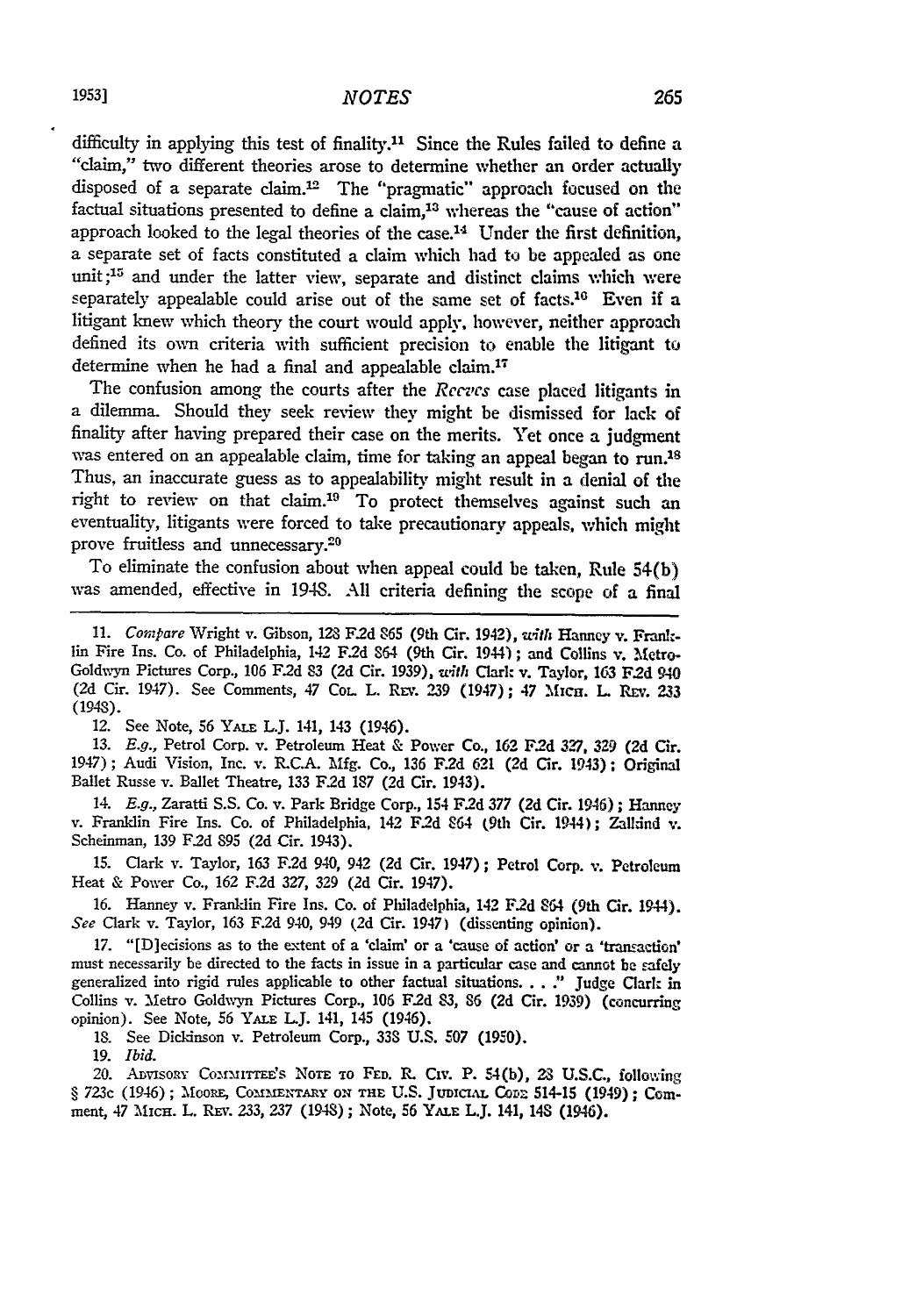difficulty in applying this test of finality.[11] Since the Rules failed to define a "claim," two different theories arose to determine whether an order actually disposed of a separate claim.[12] The "pragmatic" approach focused on the factual situations presented to define a claim,[13] whereas the "cause of action" approach looked to the legal theories of the case.[14] Under the first definition, a separate set of facts constituted a claim which had to be appealed as one unit;[15] and under the latter view, separate and distinct claims which were separately appealable could arise out of the same set of facts.[16] Even if a litigant knew which theory the court would apply, however, neither approach defined its own criteria with sufficient precision to enable the litigant to determine when he had a final and appealable claim.[17]

The confusion among the courts after the *Reeves* case placed litigants in a dilemma. Should they seek review they might be dismissed for lack of finality after having prepared their case on the merits. Yet once a judgment was entered on an appealable claim, time for taking an appeal began to run.[18] Thus, an inaccurate guess as to appealability might result in a denial of the right to review on that claim.[19] To protect themselves against such an eventuality, litigants were forced to take precautionary appeals, which might prove fruitless and unnecessary.[20]

To eliminate the confusion about when appeal could be taken, Rule 54(b) was amended, effective in 1948. All criteria defining the scope of a final

---

11. *Compare* Wright v. Gibson, 128 F.2d 865 (9th Cir. 1942), *with* Hanney v. Franklin Fire Ins. Co. of Philadelphia, 142 F.2d 864 (9th Cir. 1944); and Collins v. Metro-Goldwyn Pictures Corp., 106 F.2d 83 (2d Cir. 1939), *with* Clark v. Taylor, 163 F.2d 940 (2d Cir. 1947). See Comments, 47 COL. L. REV. 239 (1947); 47 MICH. L. REV. 233 (1948).

12. See Note, 56 YALE L.J. 141, 143 (1946).

13. *E.g.*, Petrol Corp. v. Petroleum Heat & Power Co., 162 F.2d 327, 329 (2d Cir. 1947); Audi Vision, Inc. v. R.C.A. Mfg. Co., 136 F.2d 621 (2d Cir. 1943); Original Ballet Russe v. Ballet Theatre, 133 F.2d 187 (2d Cir. 1943).

14. *E.g.*, Zaratti S.S. Co. v. Park Bridge Corp., 154 F.2d 377 (2d Cir. 1946); Hanney v. Franklin Fire Ins. Co. of Philadelphia, 142 F.2d 864 (9th Cir. 1944); Zalkind v. Scheinman, 139 F.2d 895 (2d Cir. 1943).

15. Clark v. Taylor, 163 F.2d 940, 942 (2d Cir. 1947); Petrol Corp. v. Petroleum Heat & Power Co., 162 F.2d 327, 329 (2d Cir. 1947).

16. Hanney v. Franklin Fire Ins. Co. of Philadelphia, 142 F.2d 864 (9th Cir. 1944). *See* Clark v. Taylor, 163 F.2d 940, 949 (2d Cir. 1947) (dissenting opinion).

17. "[D]ecisions as to the extent of a 'claim' or a 'cause of action' or a 'transaction' must necessarily be directed to the facts in issue in a particular case and cannot be safely generalized into rigid rules applicable to other factual situations. . . ." Judge Clark in Collins v. Metro Goldwyn Pictures Corp., 106 F.2d 83, 86 (2d Cir. 1939) (concurring opinion). See Note, 56 YALE L.J. 141, 145 (1946).

18. See Dickinson v. Petroleum Corp., 338 U.S. 507 (1950).

19. *Ibid.*

20. ADVISORY COMMITTEE'S NOTE TO FED. R. CIV. P. 54(b), 28 U.S.C., following § 723c (1946); MOORE, COMMENTARY ON THE U.S. JUDICIAL CODE 514-15 (1949); Comment, 47 MICH. L. REV. 233, 237 (1948); Note, 56 YALE L.J. 141, 148 (1946).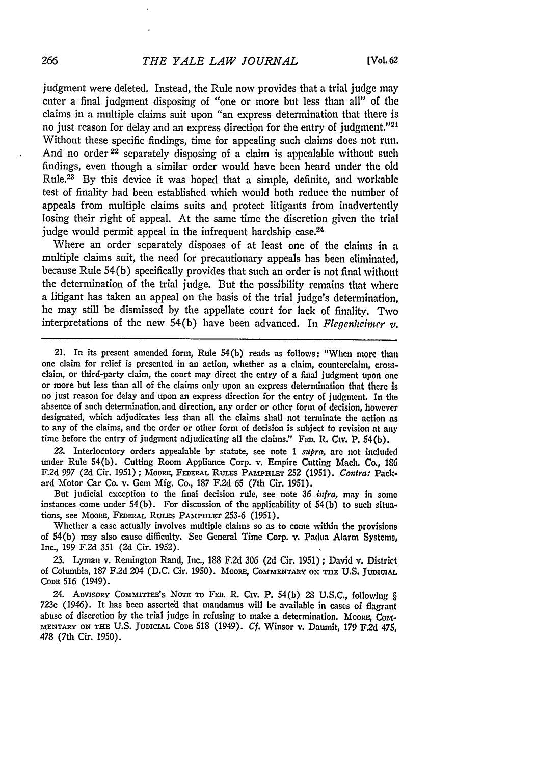judgment were deleted. Instead, the Rule now provides that a trial judge may enter a final judgment disposing of "one or more but less than all" of the claims in a multiple claims suit upon "an express determination that there is no just reason for delay and an express direction for the entry of judgment."[21] Without these specific findings, time for appealing such claims does not run. And no order[22] separately disposing of a claim is appealable without such findings, even though a similar order would have been heard under the old Rule.[23] By this device it was hoped that a simple, definite, and workable test of finality had been established which would both reduce the number of appeals from multiple claims suits and protect litigants from inadvertently losing their right of appeal. At the same time the discretion given the trial judge would permit appeal in the infrequent hardship case.[24]

Where an order separately disposes of at least one of the claims in a multiple claims suit, the need for precautionary appeals has been eliminated, because Rule 54(b) specifically provides that such an order is not final without the determination of the trial judge. But the possibility remains that where a litigant has taken an appeal on the basis of the trial judge's determination, he may still be dismissed by the appellate court for lack of finality. Two interpretations of the new 54(b) have been advanced. In *Flegenheimer v.*

---

21. In its present amended form, Rule 54(b) reads as follows: "When more than one claim for relief is presented in an action, whether as a claim, counterclaim, cross-claim, or third-party claim, the court may direct the entry of a final judgment upon one or more but less than all of the claims only upon an express determination that there is no just reason for delay and upon an express direction for the entry of judgment. In the absence of such determination and direction, any order or other form of decision, however designated, which adjudicates less than all the claims shall not terminate the action as to any of the claims, and the order or other form of decision is subject to revision at any time before the entry of judgment adjudicating all the claims." FED. R. CIV. P. 54(b).

22. Interlocutory orders appealable by statute, see note 1 *supra*, are not included under Rule 54(b). Cutting Room Appliance Corp. v. Empire Cutting Mach. Co., 186 F.2d 997 (2d Cir. 1951); MOORE, FEDERAL RULES PAMPHLET 252 (1951). *Contra:* Packard Motor Car Co. v. Gem Mfg. Co., 187 F.2d 65 (7th Cir. 1951).

But judicial exception to the final decision rule, see note 36 *infra*, may in some instances come under 54(b). For discussion of the applicability of 54(b) to such situations, see MOORE, FEDERAL RULES PAMPHLET 253-6 (1951).

Whether a case actually involves multiple claims so as to come within the provisions of 54(b) may also cause difficulty. See General Time Corp. v. Padua Alarm Systems, Inc., 199 F.2d 351 (2d Cir. 1952).

23. Lyman v. Remington Rand, Inc., 188 F.2d 306 (2d Cir. 1951); David v. District of Columbia, 187 F.2d 204 (D.C. Cir. 1950). MOORE, COMMENTARY ON THE U.S. JUDICIAL CODE 516 (1949).

24. ADVISORY COMMITTEE'S NOTE TO FED. R. CIV. P. 54(b) 28 U.S.C., following § 723c (1946). It has been asserted that mandamus will be available in cases of flagrant abuse of discretion by the trial judge in refusing to make a determination. MOORE, COMMENTARY ON THE U.S. JUDICIAL CODE 518 (1949). *Cf.* Winsor v. Daumit, 179 F.2d 475, 478 (7th Cir. 1950).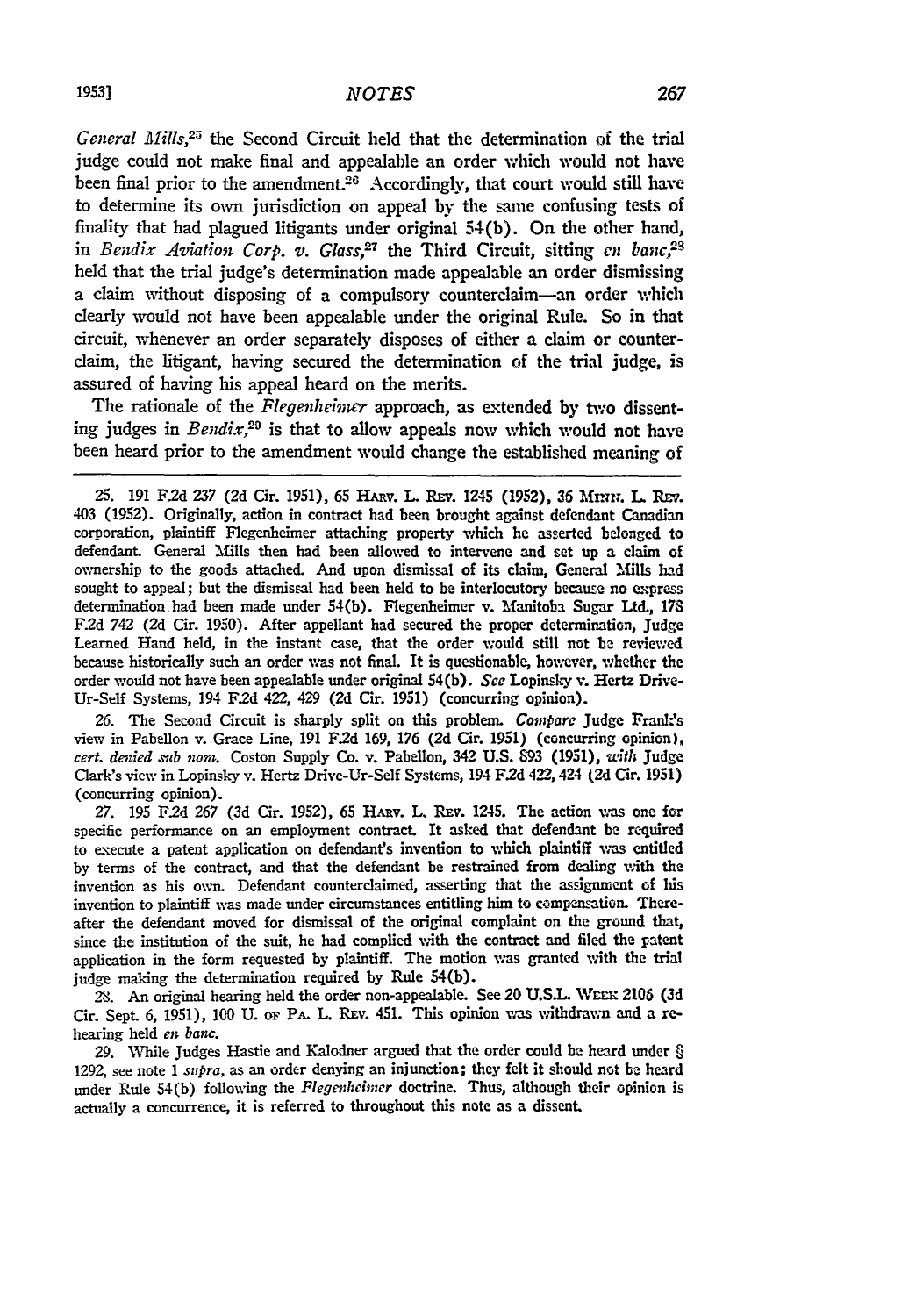*General Mills*,[25] the Second Circuit held that the determination of the trial judge could not make final and appealable an order which would not have been final prior to the amendment.[26] Accordingly, that court would still have to determine its own jurisdiction on appeal by the same confusing tests of finality that had plagued litigants under original 54(b). On the other hand, in *Bendix Aviation Corp. v. Glass*,[27] the Third Circuit, sitting *en banc*,[28] held that the trial judge's determination made appealable an order dismissing a claim without disposing of a compulsory counterclaim—an order which clearly would not have been appealable under the original Rule. So in that circuit, whenever an order separately disposes of either a claim or counterclaim, the litigant, having secured the determination of the trial judge, is assured of having his appeal heard on the merits.

The rationale of the *Flegenheimer* approach, as extended by two dissenting judges in *Bendix*,[29] is that to allow appeals now which would not have been heard prior to the amendment would change the established meaning of

---

25. 191 F.2d 237 (2d Cir. 1951), 65 Harv. L. Rev. 1245 (1952), 36 Minn. L. Rev. 403 (1952). Originally, action in contract had been brought against defendant Canadian corporation, plaintiff Flegenheimer attaching property which he asserted belonged to defendant. General Mills then had been allowed to intervene and set up a claim of ownership to the goods attached. And upon dismissal of its claim, General Mills had sought to appeal; but the dismissal had been held to be interlocutory because no express determination had been made under 54(b). Flegenheimer v. Manitoba Sugar Ltd., 178 F.2d 742 (2d Cir. 1950). After appellant had secured the proper determination, Judge Learned Hand held, in the instant case, that the order would still not be reviewed because historically such an order was not final. It is questionable, however, whether the order would not have been appealable under original 54(b). *See* Lopinsky v. Hertz Drive-Ur-Self Systems, 194 F.2d 422, 429 (2d Cir. 1951) (concurring opinion).

26. The Second Circuit is sharply split on this problem. *Compare* Judge Frank's view in Pabellon v. Grace Line, 191 F.2d 169, 176 (2d Cir. 1951) (concurring opinion), *cert. denied sub nom.* Coston Supply Co. v. Pabellon, 342 U.S. 893 (1951), *with* Judge Clark's view in Lopinsky v. Hertz Drive-Ur-Self Systems, 194 F.2d 422, 424 (2d Cir. 1951) (concurring opinion).

27. 195 F.2d 267 (3d Cir. 1952), 65 Harv. L. Rev. 1245. The action was one for specific performance on an employment contract. It asked that defendant be required to execute a patent application on defendant's invention to which plaintiff was entitled by terms of the contract, and that the defendant be restrained from dealing with the invention as his own. Defendant counterclaimed, asserting that the assignment of his invention to plaintiff was made under circumstances entitling him to compensation. Thereafter the defendant moved for dismissal of the original complaint on the ground that, since the institution of the suit, he had complied with the contract and filed the patent application in the form requested by plaintiff. The motion was granted with the trial judge making the determination required by Rule 54(b).

28. An original hearing held the order non-appealable. See 20 U.S.L. Week 2106 (3d Cir. Sept. 6, 1951), 100 U. of Pa. L. Rev. 451. This opinion was withdrawn and a rehearing held *en banc*.

29. While Judges Hastie and Kalodner argued that the order could be heard under § 1292, see note 1 *supra*, as an order denying an injunction; they felt it should not be heard under Rule 54(b) following the *Flegenheimer* doctrine. Thus, although their opinion is actually a concurrence, it is referred to throughout this note as a dissent.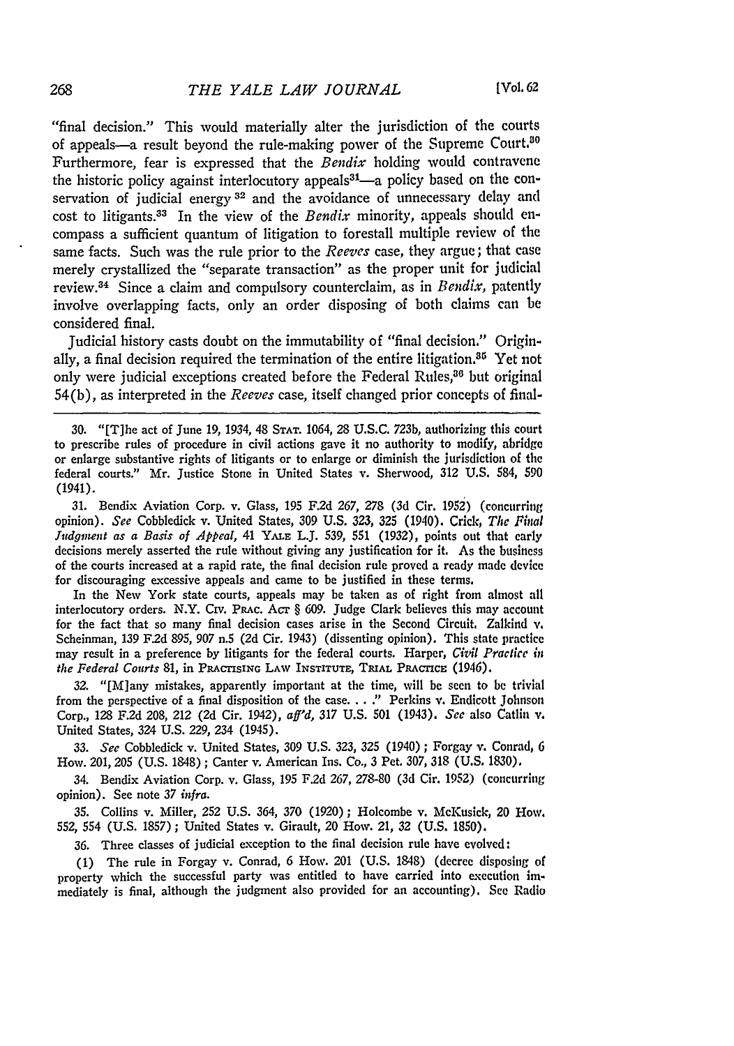"final decision." This would materially alter the jurisdiction of the courts of appeals—a result beyond the rule-making power of the Supreme Court.[30] Furthermore, fear is expressed that the *Bendix* holding would contravene the historic policy against interlocutory appeals[31]—a policy based on the conservation of judicial energy [32] and the avoidance of unnecessary delay and cost to litigants.[33] In the view of the *Bendix* minority, appeals should encompass a sufficient quantum of litigation to forestall multiple review of the same facts. Such was the rule prior to the *Reeves* case, they argue; that case merely crystallized the "separate transaction" as the proper unit for judicial review.[34] Since a claim and compulsory counterclaim, as in *Bendix,* patently involve overlapping facts, only an order disposing of both claims can be considered final.

Judicial history casts doubt on the immutability of "final decision." Originally, a final decision required the termination of the entire litigation.[35] Yet not only were judicial exceptions created before the Federal Rules,[36] but original 54(b), as interpreted in the *Reeves* case, itself changed prior concepts of final-

---

30. "[T]he act of June 19, 1934, 48 STAT. 1064, 28 U.S.C. 723b, authorizing this court to prescribe rules of procedure in civil actions gave it no authority to modify, abridge or enlarge substantive rights of litigants or to enlarge or diminish the jurisdiction of the federal courts." Mr. Justice Stone in United States v. Sherwood, 312 U.S. 584, 590 (1941).

31. Bendix Aviation Corp. v. Glass, 195 F.2d 267, 278 (3d Cir. 1952) (concurring opinion). *See* Cobbledick v. United States, 309 U.S. 323, 325 (1940). Crick, *The Final Judgment as a Basis of Appeal,* 41 YALE L.J. 539, 551 (1932), points out that early decisions merely asserted the rule without giving any justification for it. As the business of the courts increased at a rapid rate, the final decision rule proved a ready made device for discouraging excessive appeals and came to be justified in these terms.

In the New York state courts, appeals may be taken as of right from almost all interlocutory orders. N.Y. CIV. PRAC. ACT § 609. Judge Clark believes this may account for the fact that so many final decision cases arise in the Second Circuit. Zalkind v. Scheinman, 139 F.2d 895, 907 n.5 (2d Cir. 1943) (dissenting opinion). This state practice may result in a preference by litigants for the federal courts. Harper, *Civil Practice in the Federal Courts* 81, in PRACTISING LAW INSTITUTE, TRIAL PRACTICE (1946).

32. "[M]any mistakes, apparently important at the time, will be seen to be trivial from the perspective of a final disposition of the case. . . ." Perkins v. Endicott Johnson Corp., 128 F.2d 208, 212 (2d Cir. 1942), *aff'd,* 317 U.S. 501 (1943). *See* also Catlin v. United States, 324 U.S. 229, 234 (1945).

33. *See* Cobbledick v. United States, 309 U.S. 323, 325 (1940); Forgay v. Conrad, 6 How. 201, 205 (U.S. 1848); Canter v. American Ins. Co., 3 Pet. 307, 318 (U.S. 1830).

34. Bendix Aviation Corp. v. Glass, 195 F.2d 267, 278-80 (3d Cir. 1952) (concurring opinion). See note 37 *infra.*

35. Collins v. Miller, 252 U.S. 364, 370 (1920); Holcombe v. McKusick, 20 How. 552, 554 (U.S. 1857); United States v. Girault, 20 How. 21, 32 (U.S. 1850).

36. Three classes of judicial exception to the final decision rule have evolved:

(1) The rule in Forgay v. Conrad, 6 How. 201 (U.S. 1848) (decree disposing of property which the successful party was entitled to have carried into execution immediately is final, although the judgment also provided for an accounting). See Radio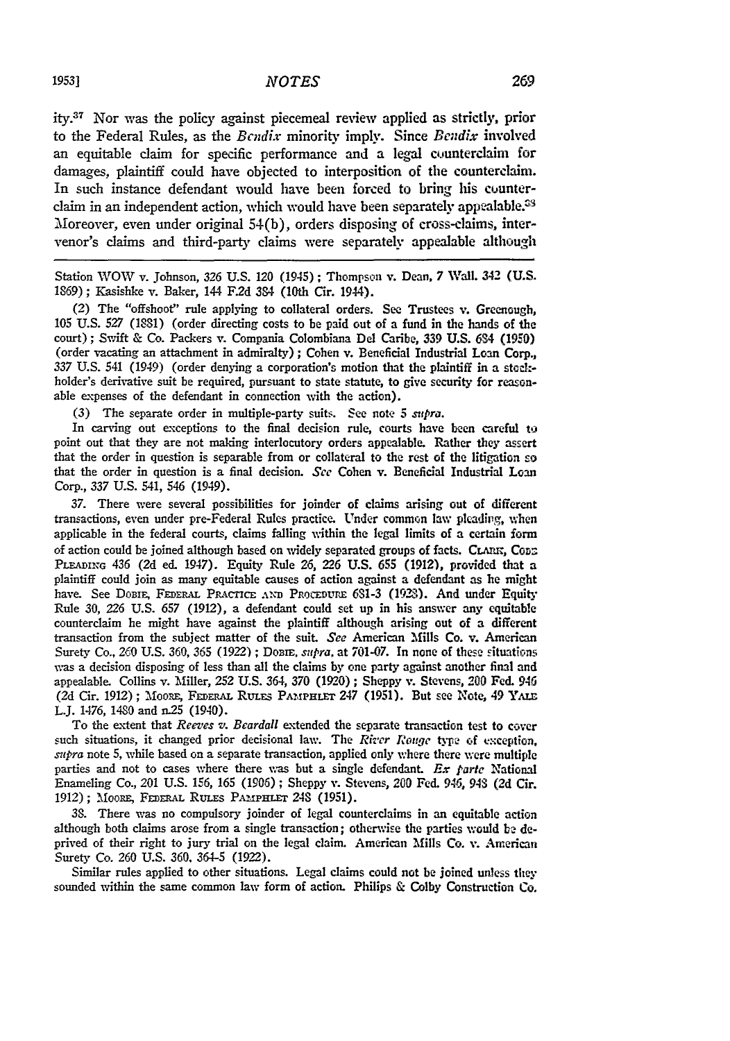ity.[37] Nor was the policy against piecemeal review applied as strictly, prior to the Federal Rules, as the *Bendix* minority imply. Since *Bendix* involved an equitable claim for specific performance and a legal counterclaim for damages, plaintiff could have objected to interposition of the counterclaim. In such instance defendant would have been forced to bring his counterclaim in an independent action, which would have been separately appealable.[38] Moreover, even under original 54(b), orders disposing of cross-claims, intervenor's claims and third-party claims were separately appealable although

---

Station WOW v. Johnson, 326 U.S. 120 (1945); Thompson v. Dean, 7 Wall. 342 (U.S. 1869); Kasishke v. Baker, 144 F.2d 384 (10th Cir. 1944).

(2) The "offshoot" rule applying to collateral orders. See Trustees v. Greenough, 105 U.S. 527 (1881) (order directing costs to be paid out of a fund in the hands of the court); Swift & Co. Packers v. Compania Colombiana Del Caribe, 339 U.S. 684 (1950) (order vacating an attachment in admiralty); Cohen v. Beneficial Industrial Loan Corp., 337 U.S. 541 (1949) (order denying a corporation's motion that the plaintiff in a stockholder's derivative suit be required, pursuant to state statute, to give security for reasonable expenses of the defendant in connection with the action).

(3) The separate order in multiple-party suits. See note 5 *supra*.

In carving out exceptions to the final decision rule, courts have been careful to point out that they are not making interlocutory orders appealable. Rather they assert that the order in question is separable from or collateral to the rest of the litigation so that the order in question is a final decision. *See* Cohen v. Beneficial Industrial Loan Corp., 337 U.S. 541, 546 (1949).

37. There were several possibilities for joinder of claims arising out of different transactions, even under pre-Federal Rules practice. Under common law pleading, when applicable in the federal courts, claims falling within the legal limits of a certain form of action could be joined although based on widely separated groups of facts. CLARK, CODE PLEADING 436 (2d ed. 1947). Equity Rule 26, 226 U.S. 655 (1912), provided that a plaintiff could join as many equitable causes of action against a defendant as he might have. See DOBIE, FEDERAL PRACTICE AND PROCEDURE 681-3 (1928). And under Equity Rule 30, 226 U.S. 657 (1912), a defendant could set up in his answer any equitable counterclaim he might have against the plaintiff although arising out of a different transaction from the subject matter of the suit. *See* American Mills Co. v. American Surety Co., 260 U.S. 360, 365 (1922); DOBIE, *supra*, at 701-07. In none of these situations was a decision disposing of less than all the claims by one party against another final and appealable. Collins v. Miller, 252 U.S. 364, 370 (1920); Sheppy v. Stevens, 200 Fed. 946 (2d Cir. 1912); MOORE, FEDERAL RULES PAMPHLET 247 (1951). But see Note, 49 YALE L.J. 1476, 1480 and n.25 (1940).

To the extent that *Reeves v. Beardall* extended the separate transaction test to cover such situations, it changed prior decisional law. The *River Rouge* type of exception, *supra* note 5, while based on a separate transaction, applied only where there were multiple parties and not to cases where there was but a single defendant. *Ex parte* National Enameling Co., 201 U.S. 156, 165 (1906); Sheppy v. Stevens, 200 Fed. 946, 948 (2d Cir. 1912); MOORE, FEDERAL RULES PAMPHLET 248 (1951).

38. There was no compulsory joinder of legal counterclaims in an equitable action although both claims arose from a single transaction; otherwise the parties would be deprived of their right to jury trial on the legal claim. American Mills Co. v. American Surety Co. 260 U.S. 360, 364-5 (1922).

Similar rules applied to other situations. Legal claims could not be joined unless they sounded within the same common law form of action. Philips & Colby Construction Co.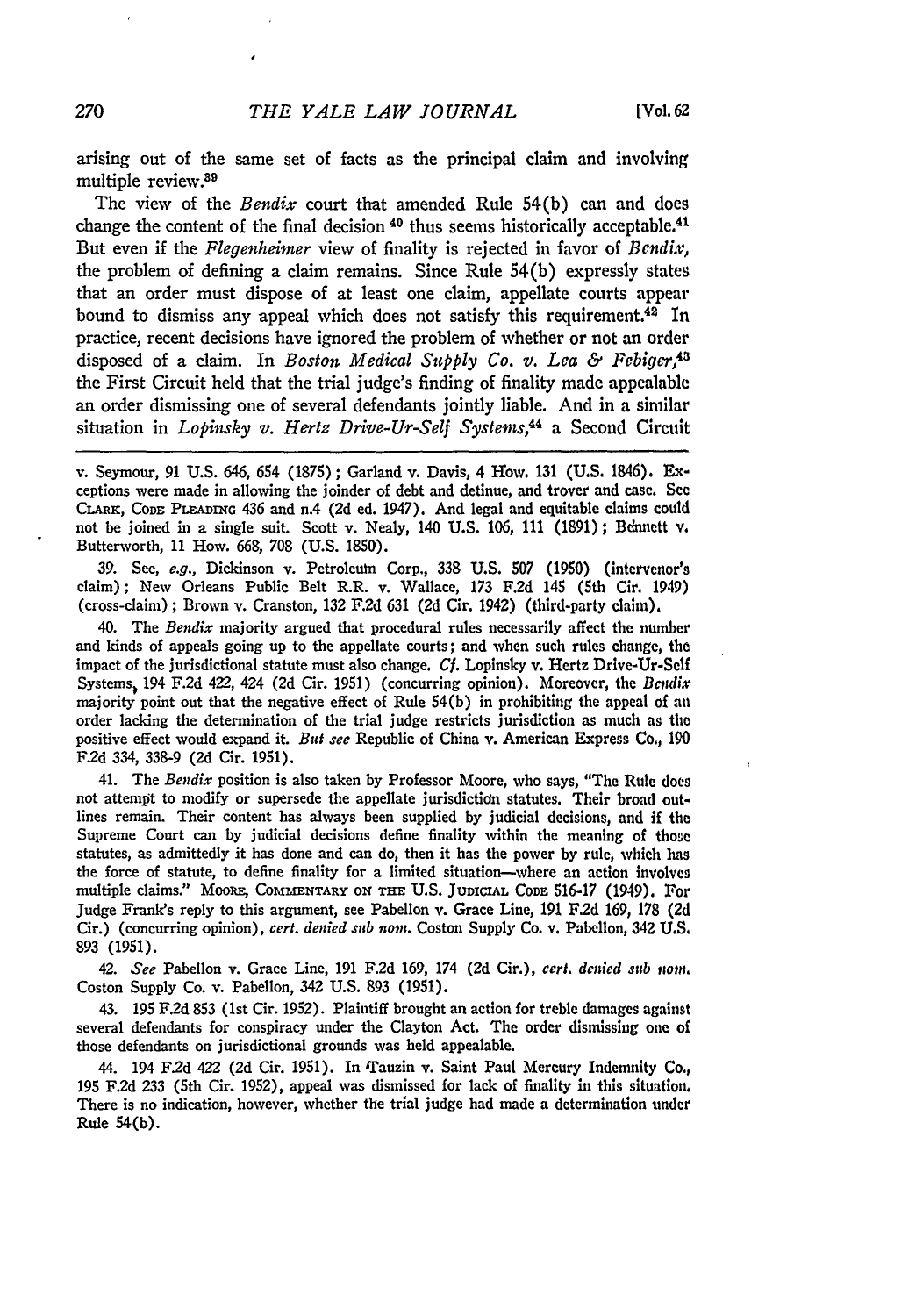arising out of the same set of facts as the principal claim and involving multiple review.[39]

The view of the *Bendix* court that amended Rule 54(b) can and does change the content of the final decision [40] thus seems historically acceptable.[41] But even if the *Flegenheimer* view of finality is rejected in favor of *Bendix*, the problem of defining a claim remains. Since Rule 54(b) expressly states that an order must dispose of at least one claim, appellate courts appear bound to dismiss any appeal which does not satisfy this requirement.[42] In practice, recent decisions have ignored the problem of whether or not an order disposed of a claim. In *Boston Medical Supply Co. v. Lea & Febiger*,[43] the First Circuit held that the trial judge's finding of finality made appealable an order dismissing one of several defendants jointly liable. And in a similar situation in *Lopinsky v. Hertz Drive-Ur-Self Systems*,[44] a Second Circuit

---

v. Seymour, 91 U.S. 646, 654 (1875); Garland v. Davis, 4 How. 131 (U.S. 1846). Exceptions were made in allowing the joinder of debt and detinue, and trover and case. See CLARK, CODE PLEADING 436 and n.4 (2d ed. 1947). And legal and equitable claims could not be joined in a single suit. Scott v. Nealy, 140 U.S. 106, 111 (1891); Bennett v. Butterworth, 11 How. 668, 708 (U.S. 1850).

39. See, *e.g.*, Dickinson v. Petroleum Corp., 338 U.S. 507 (1950) (intervenor's claim); New Orleans Public Belt R.R. v. Wallace, 173 F.2d 145 (5th Cir. 1949) (cross-claim); Brown v. Cranston, 132 F.2d 631 (2d Cir. 1942) (third-party claim).

40. The *Bendix* majority argued that procedural rules necessarily affect the number and kinds of appeals going up to the appellate courts; and when such rules change, the impact of the jurisdictional statute must also change. *Cf.* Lopinsky v. Hertz Drive-Ur-Self Systems, 194 F.2d 422, 424 (2d Cir. 1951) (concurring opinion). Moreover, the *Bendix* majority point out that the negative effect of Rule 54(b) in prohibiting the appeal of an order lacking the determination of the trial judge restricts jurisdiction as much as the positive effect would expand it. *But see* Republic of China v. American Express Co., 190 F.2d 334, 338-9 (2d Cir. 1951).

41. The *Bendix* position is also taken by Professor Moore, who says, "The Rule does not attempt to modify or supersede the appellate jurisdiction statutes. Their broad outlines remain. Their content has always been supplied by judicial decisions, and if the Supreme Court can by judicial decisions define finality within the meaning of those statutes, as admittedly it has done and can do, then it has the power by rule, which has the force of statute, to define finality for a limited situation—where an action involves multiple claims." MOORE, COMMENTARY ON THE U.S. JUDICIAL CODE 516-17 (1949). For Judge Frank's reply to this argument, see Pabellon v. Grace Line, 191 F.2d 169, 178 (2d Cir.) (concurring opinion), *cert. denied sub nom.* Coston Supply Co. v. Pabellon, 342 U.S. 893 (1951).

42. *See* Pabellon v. Grace Line, 191 F.2d 169, 174 (2d Cir.), *cert. denied sub nom.* Coston Supply Co. v. Pabellon, 342 U.S. 893 (1951).

43. 195 F.2d 853 (1st Cir. 1952). Plaintiff brought an action for treble damages against several defendants for conspiracy under the Clayton Act. The order dismissing one of those defendants on jurisdictional grounds was held appealable.

44. 194 F.2d 422 (2d Cir. 1951). In Tauzin v. Saint Paul Mercury Indemnity Co., 195 F.2d 233 (5th Cir. 1952), appeal was dismissed for lack of finality in this situation. There is no indication, however, whether the trial judge had made a determination under Rule 54(b).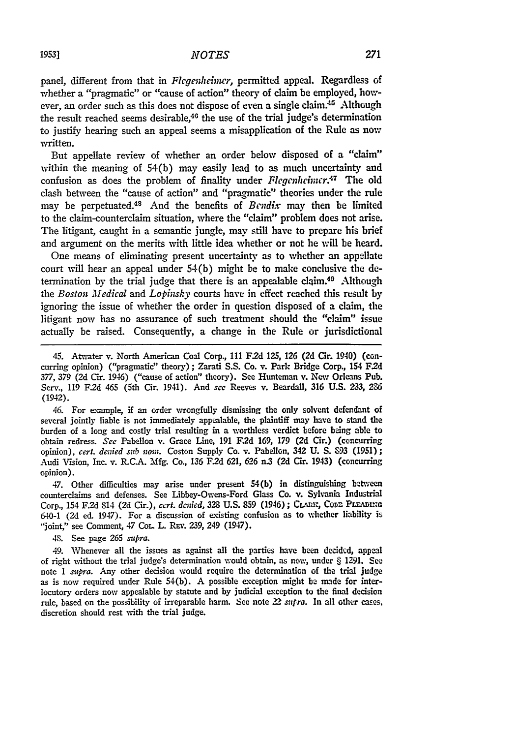panel, different from that in *Flegenheimer*, permitted appeal. Regardless of whether a "pragmatic" or "cause of action" theory of claim be employed, however, an order such as this does not dispose of even a single claim.[45] Although the result reached seems desirable,[46] the use of the trial judge's determination to justify hearing such an appeal seems a misapplication of the Rule as now written.

But appellate review of whether an order below disposed of a "claim" within the meaning of 54(b) may easily lead to as much uncertainty and confusion as does the problem of finality under *Flegenheimer*.[47] The old clash between the "cause of action" and "pragmatic" theories under the rule may be perpetuated.[48] And the benefits of *Bendix* may then be limited to the claim-counterclaim situation, where the "claim" problem does not arise. The litigant, caught in a semantic jungle, may still have to prepare his brief and argument on the merits with little idea whether or not he will be heard.

One means of eliminating present uncertainty as to whether an appellate court will hear an appeal under 54(b) might be to make conclusive the determination by the trial judge that there is an appealable claim.[49] Although the *Boston Medical* and *Lopinsky* courts have in effect reached this result by ignoring the issue of whether the order in question disposed of a claim, the litigant now has no assurance of such treatment should the "claim" issue actually be raised. Consequently, a change in the Rule or jurisdictional

---

45. Atwater v. North American Coal Corp., 111 F.2d 125, 126 (2d Cir. 1940) (concurring opinion) ("pragmatic" theory); Zarati S.S. Co. v. Park Bridge Corp., 154 F.2d 377, 379 (2d Cir. 1946) ("cause of action" theory). See Hunteman v. New Orleans Pub. Serv., 119 F.2d 465 (5th Cir. 1941). And *see* Reeves v. Beardall, 316 U.S. 283, 286 (1942).

46. For example, if an order wrongfully dismissing the only solvent defendant of several jointly liable is not immediately appealable, the plaintiff may have to stand the burden of a long and costly trial resulting in a worthless verdict before being able to obtain redress. *See* Pabellon v. Grace Line, 191 F.2d 169, 179 (2d Cir.) (concurring opinion), *cert. denied sub nom.* Coston Supply Co. v. Pabellon, 342 U. S. 893 (1951); Audi Vision, Inc. v. R.C.A. Mfg. Co., 136 F.2d 621, 626 n.3 (2d Cir. 1943) (concurring opinion).

47. Other difficulties may arise under present 54(b) in distinguishing between counterclaims and defenses. See Libbey-Owens-Ford Glass Co. v. Sylvania Industrial Corp., 154 F.2d 814 (2d Cir.), *cert. denied*, 328 U.S. 859 (1946); CLARK, CODE PLEADING 640-1 (2d ed. 1947). For a discussion of existing confusion as to whether liability is "joint," see Comment, 47 COL. L. REV. 239, 249 (1947).

48. See page 265 *supra*.

49. Whenever all the issues as against all the parties have been decided, appeal of right without the trial judge's determination would obtain, as now, under § 1291. See note 1 *supra*. Any other decision would require the determination of the trial judge as is now required under Rule 54(b). A possible exception might be made for interlocutory orders now appealable by statute and by judicial exception to the final decision rule, based on the possibility of irreparable harm. See note 22 *supra*. In all other cases, discretion should rest with the trial judge.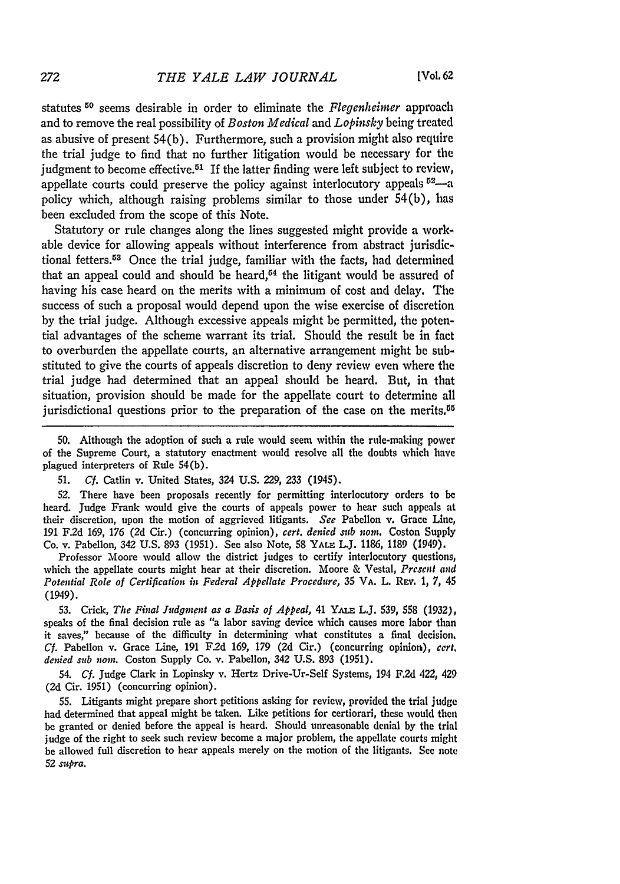statutes [50] seems desirable in order to eliminate the *Flegenheimer* approach and to remove the real possibility of *Boston Medical* and *Lopinsky* being treated as abusive of present 54(b). Furthermore, such a provision might also require the trial judge to find that no further litigation would be necessary for the judgment to become effective.[51] If the latter finding were left subject to review, appellate courts could preserve the policy against interlocutory appeals [52]—a policy which, although raising problems similar to those under 54(b), has been excluded from the scope of this Note.

Statutory or rule changes along the lines suggested might provide a workable device for allowing appeals without interference from abstract jurisdictional fetters.[53] Once the trial judge, familiar with the facts, had determined that an appeal could and should be heard,[54] the litigant would be assured of having his case heard on the merits with a minimum of cost and delay. The success of such a proposal would depend upon the wise exercise of discretion by the trial judge. Although excessive appeals might be permitted, the potential advantages of the scheme warrant its trial. Should the result be in fact to overburden the appellate courts, an alternative arrangement might be substituted to give the courts of appeals discretion to deny review even where the trial judge had determined that an appeal should be heard. But, in that situation, provision should be made for the appellate court to determine all jurisdictional questions prior to the preparation of the case on the merits.[55]

---

50. Although the adoption of such a rule would seem within the rule-making power of the Supreme Court, a statutory enactment would resolve all the doubts which have plagued interpreters of Rule 54(b).

51. *Cf.* Catlin v. United States, 324 U.S. 229, 233 (1945).

52. There have been proposals recently for permitting interlocutory orders to be heard. Judge Frank would give the courts of appeals power to hear such appeals at their discretion, upon the motion of aggrieved litigants. *See* Pabellon v. Grace Line, 191 F.2d 169, 176 (2d Cir.) (concurring opinion), *cert. denied sub nom.* Coston Supply Co. v. Pabellon, 342 U.S. 893 (1951). See also Note, 58 YALE L.J. 1186, 1189 (1949).

Professor Moore would allow the district judges to certify interlocutory questions, which the appellate courts might hear at their discretion. Moore & Vestal, *Present and Potential Role of Certification in Federal Appellate Procedure*, 35 VA. L. REV. 1, 7, 45 (1949).

53. Crick, *The Final Judgment as a Basis of Appeal*, 41 YALE L.J. 539, 558 (1932), speaks of the final decision rule as "a labor saving device which causes more labor than it saves," because of the difficulty in determining what constitutes a final decision. *Cf.* Pabellon v. Grace Line, 191 F.2d 169, 179 (2d Cir.) (concurring opinion), *cert. denied sub nom.* Coston Supply Co. v. Pabellon, 342 U.S. 893 (1951).

54. *Cf.* Judge Clark in Lopinsky v. Hertz Drive-Ur-Self Systems, 194 F.2d 422, 429 (2d Cir. 1951) (concurring opinion).

55. Litigants might prepare short petitions asking for review, provided the trial judge had determined that appeal might be taken. Like petitions for certiorari, these would then be granted or denied before the appeal is heard. Should unreasonable denial by the trial judge of the right to seek such review become a major problem, the appellate courts might be allowed full discretion to hear appeals merely on the motion of the litigants. See note 52 *supra*.